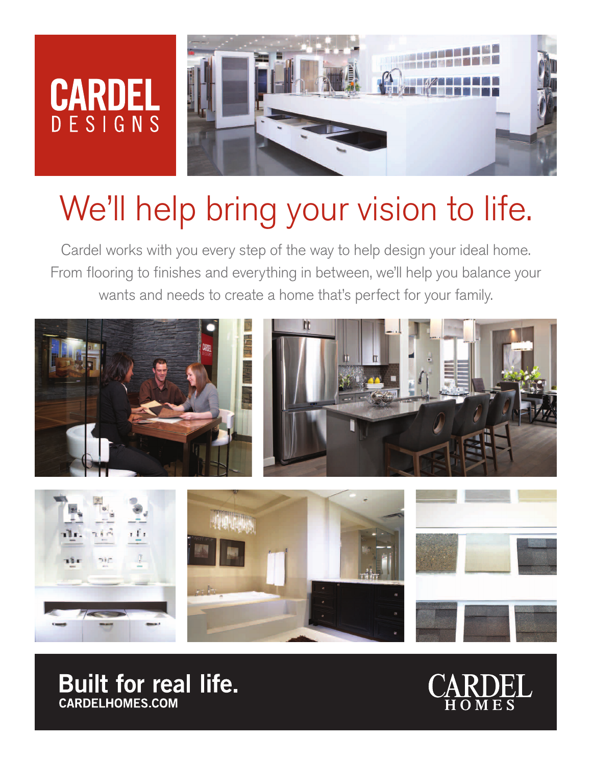# CARDEL DESIGNS

## We'll help bring your vision to life.

Cardel works with you every step of the way to help design your ideal home. From flooring to finishes and everything in between, we'll help you balance your wants and needs to create a home that's perfect for your family.

**Built for real life.**
**CARDELHOMES.COM**

CARDEL HOMES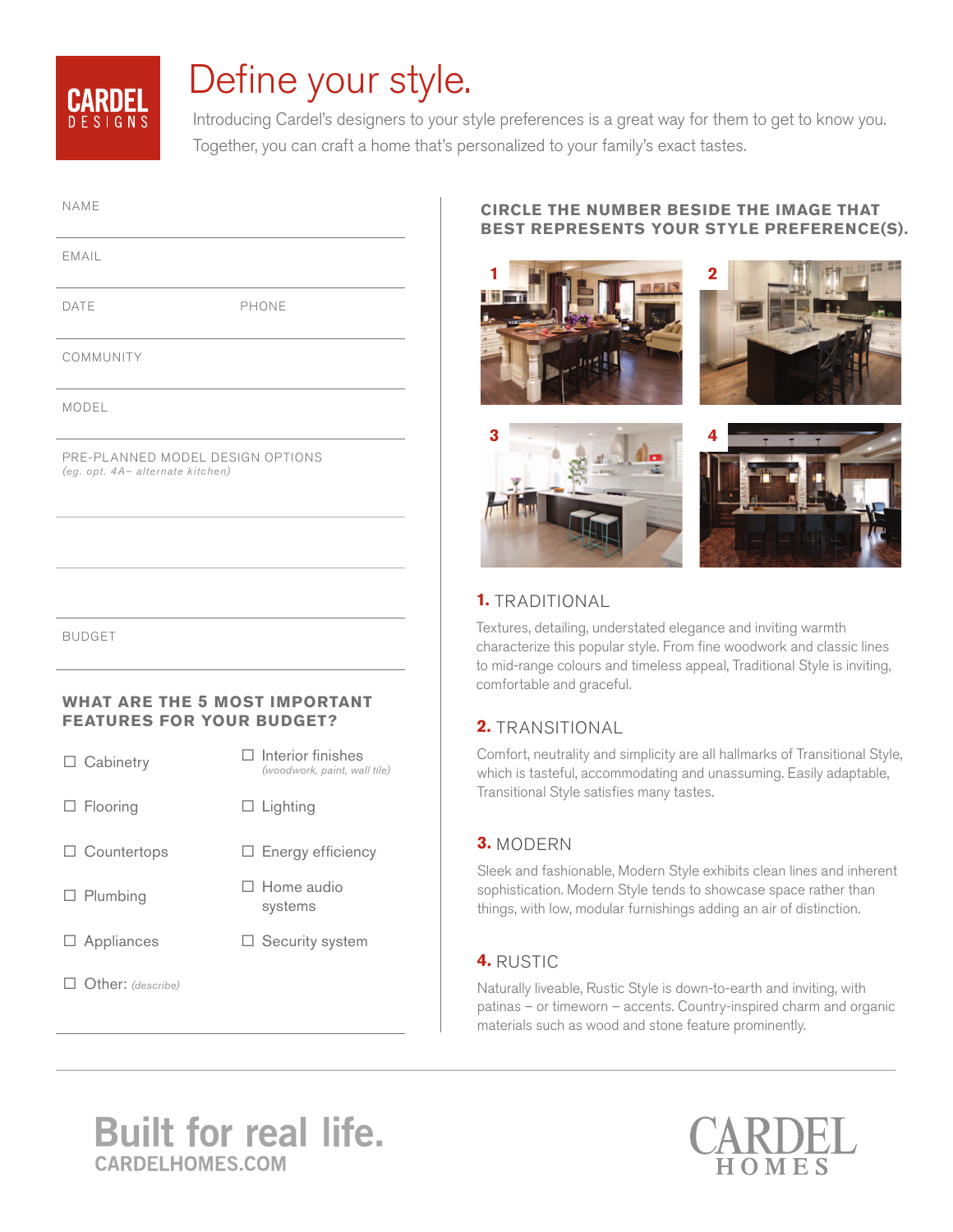CARDEL DESIGNS

# Define your style.

Introducing Cardel's designers to your style preferences is a great way for them to get to know you. Together, you can craft a home that's personalized to your family's exact tastes.

NAME

EMAIL

DATE PHONE

COMMUNITY

MODEL

PRE-PLANNED MODEL DESIGN OPTIONS
*(eg. opt. 4A– alternate kitchen)*

BUDGET

**WHAT ARE THE 5 MOST IMPORTANT FEATURES FOR YOUR BUDGET?**

- ☐ Cabinetry
- ☐ Interior finishes *(woodwork, paint, wall tile)*
- ☐ Flooring
- ☐ Lighting
- ☐ Countertops
- ☐ Energy efficiency
- ☐ Plumbing
- ☐ Home audio systems
- ☐ Appliances
- ☐ Security system
- ☐ Other: *(describe)*

**CIRCLE THE NUMBER BESIDE THE IMAGE THAT BEST REPRESENTS YOUR STYLE PREFERENCE(S).**

1 2 3 4

### 1. TRADITIONAL

Textures, detailing, understated elegance and inviting warmth characterize this popular style. From fine woodwork and classic lines to mid-range colours and timeless appeal, Traditional Style is inviting, comfortable and graceful.

### 2. TRANSITIONAL

Comfort, neutrality and simplicity are all hallmarks of Transitional Style, which is tasteful, accommodating and unassuming. Easily adaptable, Transitional Style satisfies many tastes.

### 3. MODERN

Sleek and fashionable, Modern Style exhibits clean lines and inherent sophistication. Modern Style tends to showcase space rather than things, with low, modular furnishings adding an air of distinction.

### 4. RUSTIC

Naturally liveable, Rustic Style is down-to-earth and inviting, with patinas – or timeworn – accents. Country-inspired charm and organic materials such as wood and stone feature prominently.

**Built for real life.**
CARDELHOMES.COM

CARDEL HOMES